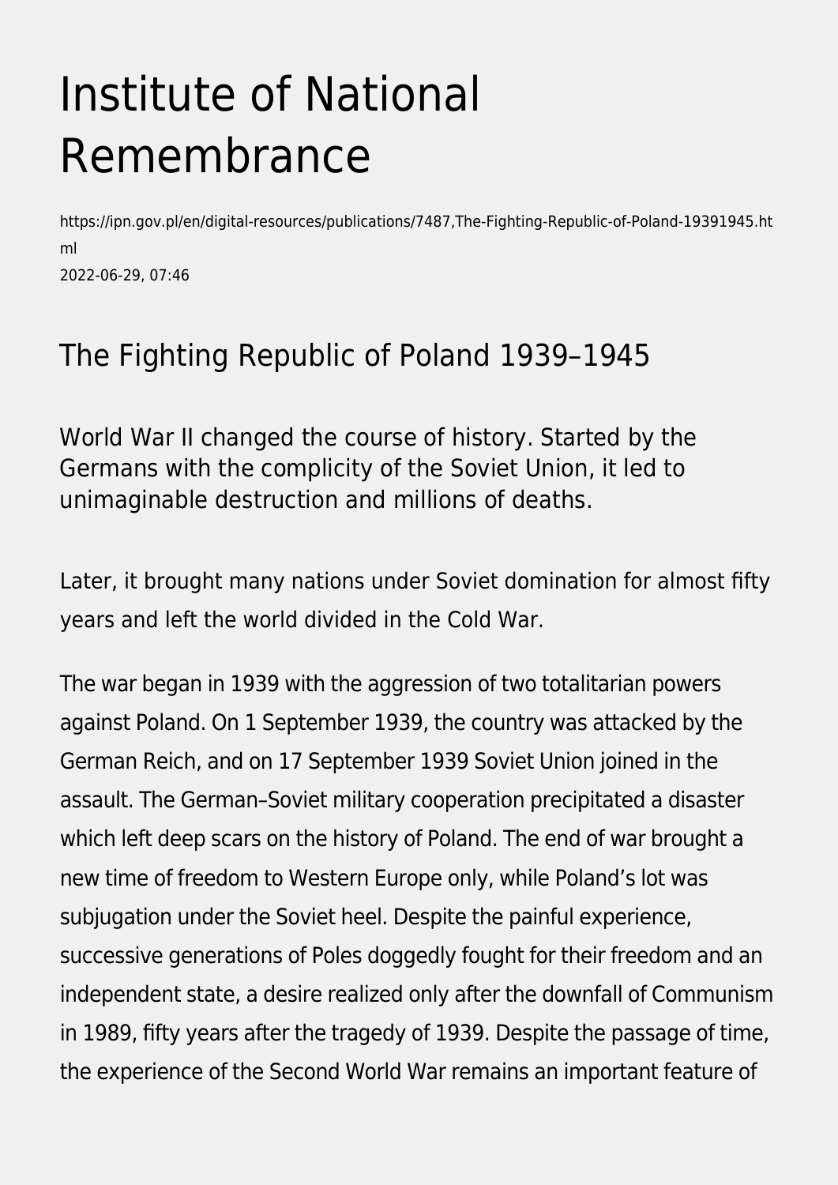# Institute of National Remembrance

https://ipn.gov.pl/en/digital-resources/publications/7487,The-Fighting-Republic-of-Poland-19391945.html
2022-06-29, 07:46

## The Fighting Republic of Poland 1939–1945

World War II changed the course of history. Started by the Germans with the complicity of the Soviet Union, it led to unimaginable destruction and millions of deaths.

Later, it brought many nations under Soviet domination for almost fifty years and left the world divided in the Cold War.

The war began in 1939 with the aggression of two totalitarian powers against Poland. On 1 September 1939, the country was attacked by the German Reich, and on 17 September 1939 Soviet Union joined in the assault. The German–Soviet military cooperation precipitated a disaster which left deep scars on the history of Poland. The end of war brought a new time of freedom to Western Europe only, while Poland's lot was subjugation under the Soviet heel. Despite the painful experience, successive generations of Poles doggedly fought for their freedom and an independent state, a desire realized only after the downfall of Communism in 1989, fifty years after the tragedy of 1939. Despite the passage of time, the experience of the Second World War remains an important feature of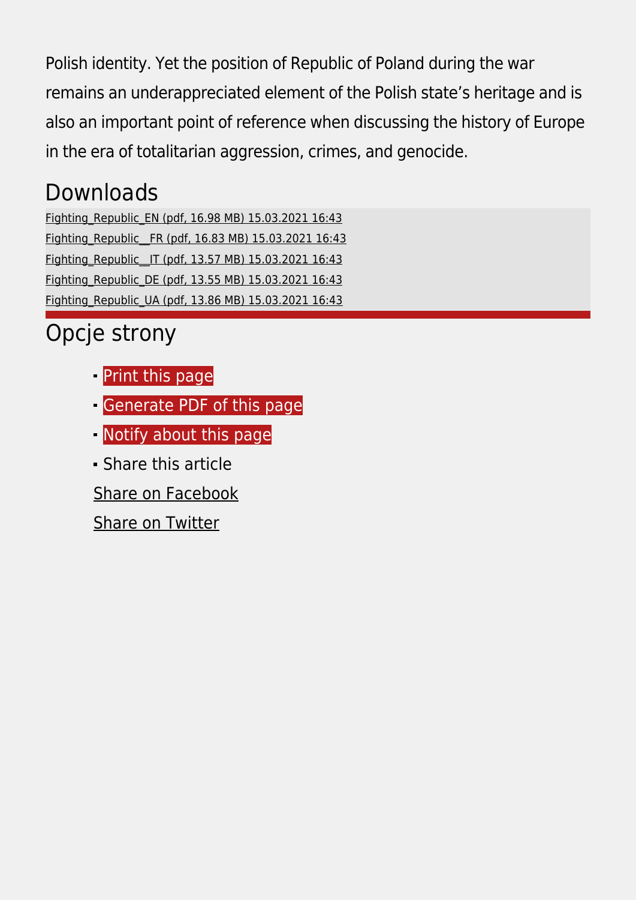Polish identity. Yet the position of Republic of Poland during the war remains an underappreciated element of the Polish state's heritage and is also an important point of reference when discussing the history of Europe in the era of totalitarian aggression, crimes, and genocide.

## Downloads

Fighting_Republic_EN (pdf, 16.98 MB) 15.03.2021 16:43
Fighting_Republic__FR (pdf, 16.83 MB) 15.03.2021 16:43
Fighting_Republic__IT (pdf, 13.57 MB) 15.03.2021 16:43
Fighting_Republic_DE (pdf, 13.55 MB) 15.03.2021 16:43
Fighting_Republic_UA (pdf, 13.86 MB) 15.03.2021 16:43

## Opcje strony

- Print this page
- Generate PDF of this page
- Notify about this page
- Share this article

Share on Facebook

Share on Twitter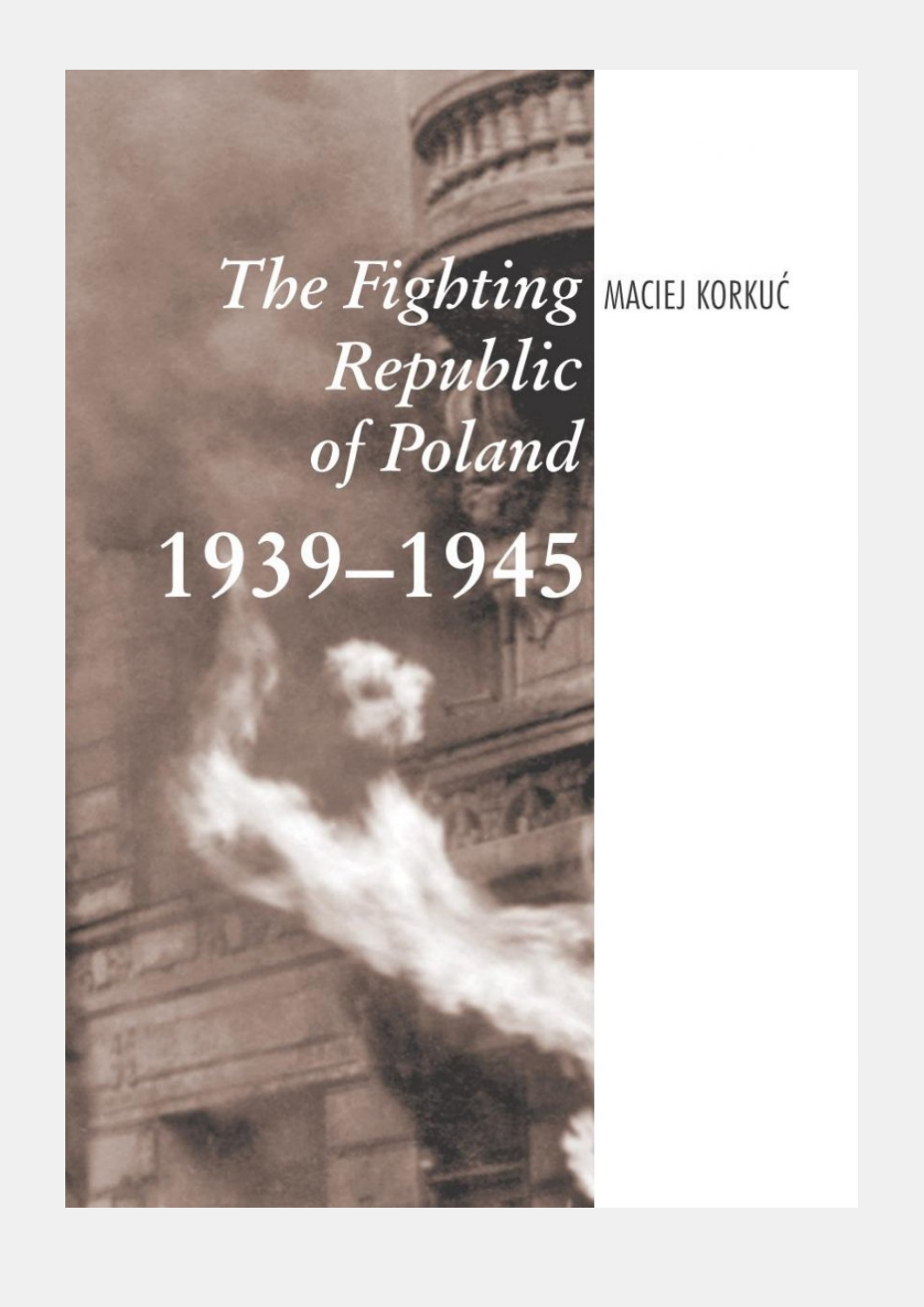# *The Fighting Republic of Poland*

# 1939–1945

MACIEJ KORKUĆ